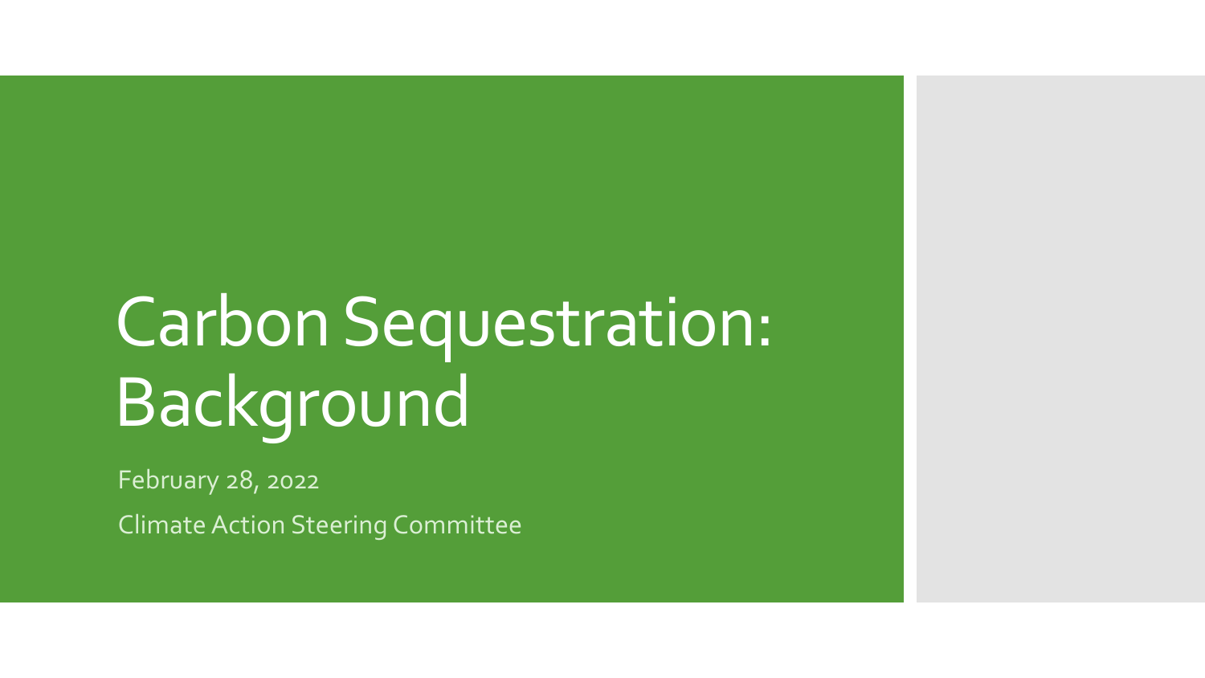# Carbon Sequestration: Background

February 28, 2022

Climate Action Steering Committee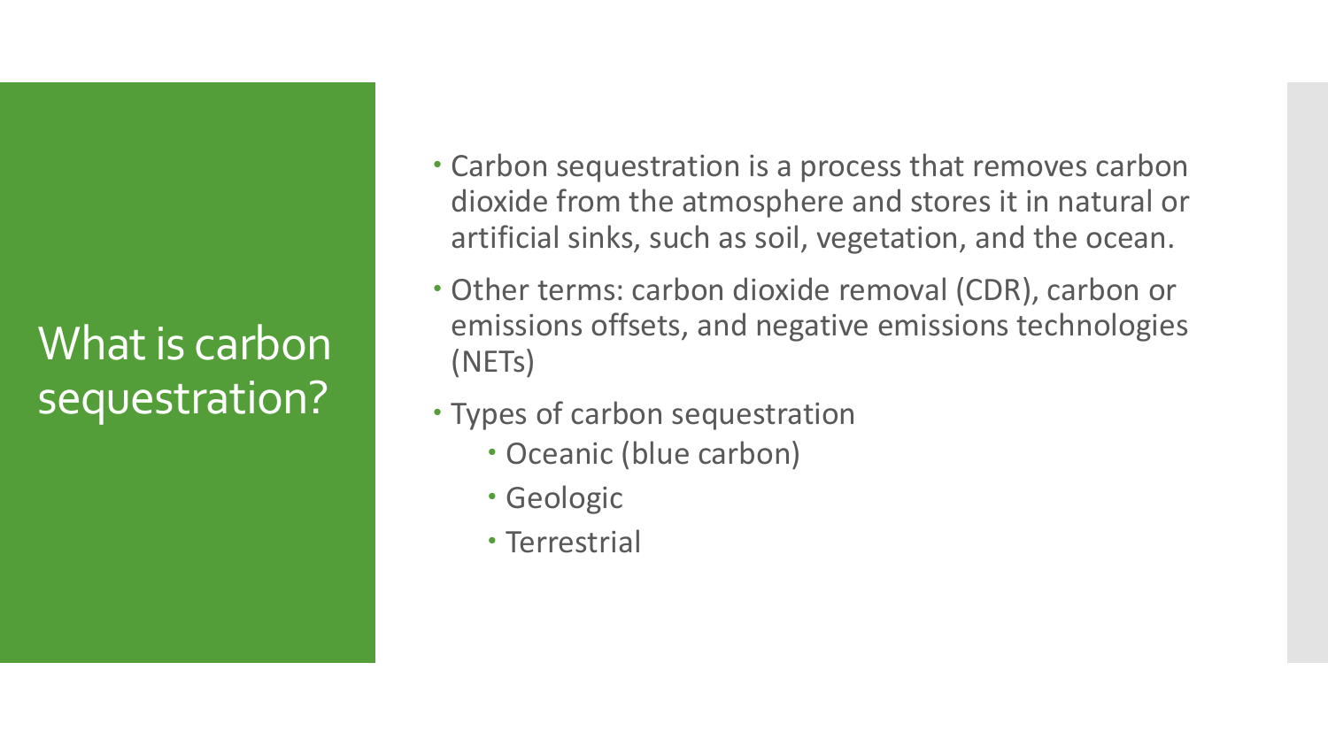# What is carbon sequestration?

- Carbon sequestration is a process that removes carbon dioxide from the atmosphere and stores it in natural or artificial sinks, such as soil, vegetation, and the ocean.
- Other terms: carbon dioxide removal (CDR), carbon or emissions offsets, and negative emissions technologies (NETs)
- Types of carbon sequestration
  - Oceanic (blue carbon)
  - Geologic
  - Terrestrial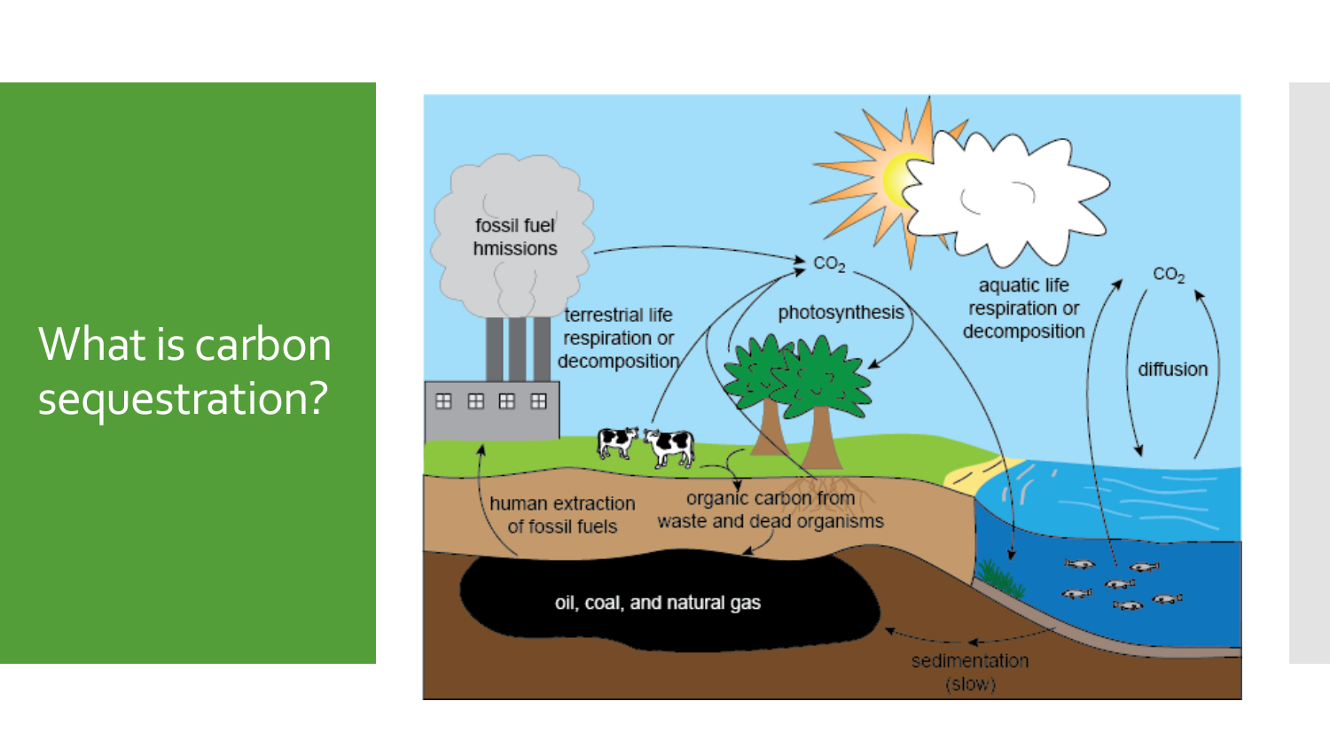# What is carbon sequestration?

fossil fuel hmissions

$CO_2$

terrestrial life respiration or decomposition

photosynthesis

aquatic life respiration or decomposition

$CO_2$

diffusion

human extraction of fossil fuels

organic carbon from waste and dead organisms

oil, coal, and natural gas

sedimentation (slow)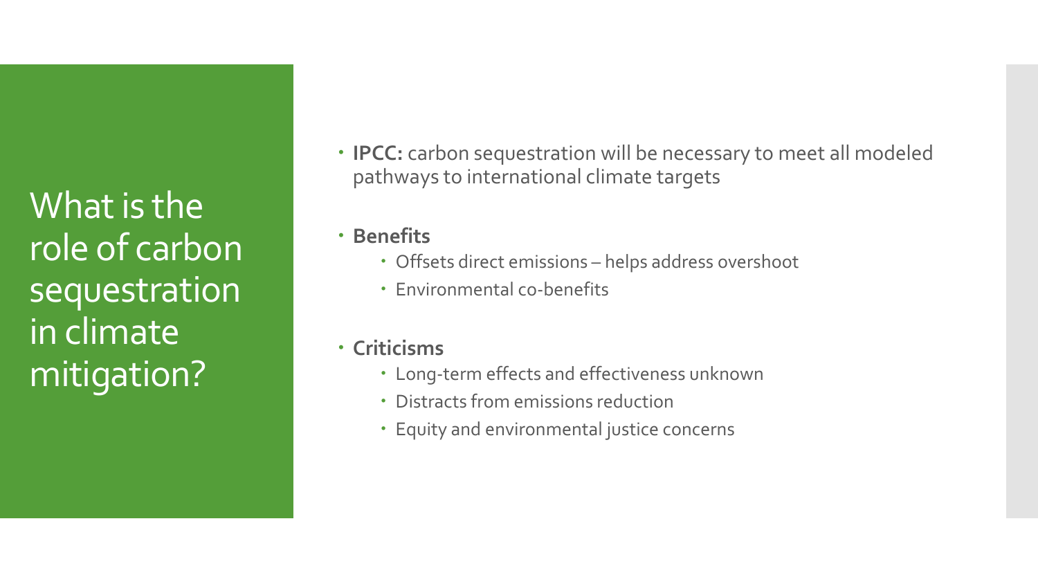# What is the role of carbon sequestration in climate mitigation?

- **IPCC:** carbon sequestration will be necessary to meet all modeled pathways to international climate targets
- **Benefits**
  - Offsets direct emissions – helps address overshoot
  - Environmental co-benefits
- **Criticisms**
  - Long-term effects and effectiveness unknown
  - Distracts from emissions reduction
  - Equity and environmental justice concerns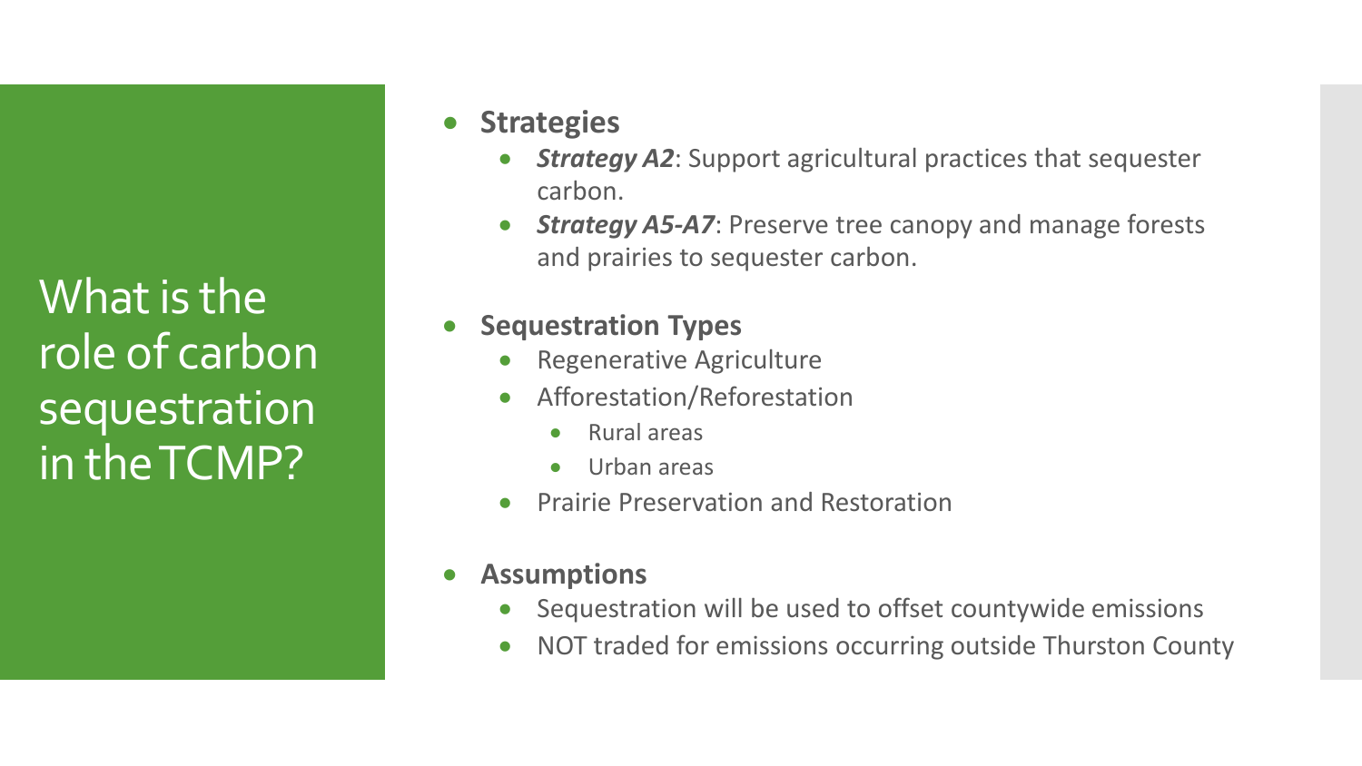# What is the role of carbon sequestration in the TCMP?

- **Strategies**
  - ***Strategy A2***: Support agricultural practices that sequester carbon.
  - ***Strategy A5-A7***: Preserve tree canopy and manage forests and prairies to sequester carbon.
- **Sequestration Types**
  - Regenerative Agriculture
  - Afforestation/Reforestation
    - Rural areas
    - Urban areas
  - Prairie Preservation and Restoration
- **Assumptions**
  - Sequestration will be used to offset countywide emissions
  - NOT traded for emissions occurring outside Thurston County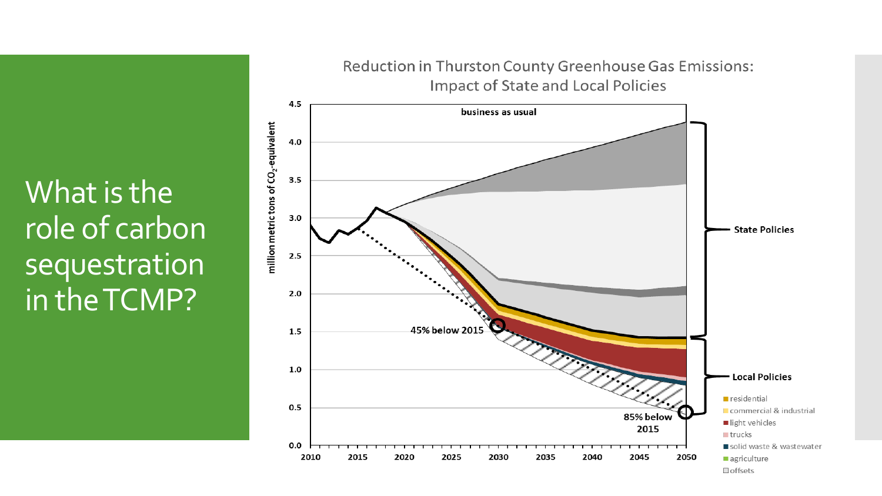# What is the role of carbon sequestration in the TCMP?

Reduction in Thurston County Greenhouse Gas Emissions: Impact of State and Local Policies

million metric tons of $CO_2$-equivalent

business as usual

State Policies

Local Policies

45% below 2015

85% below 2015

- residential
- commercial & industrial
- light vehicles
- trucks
- solid waste & wastewater
- agriculture
- offsets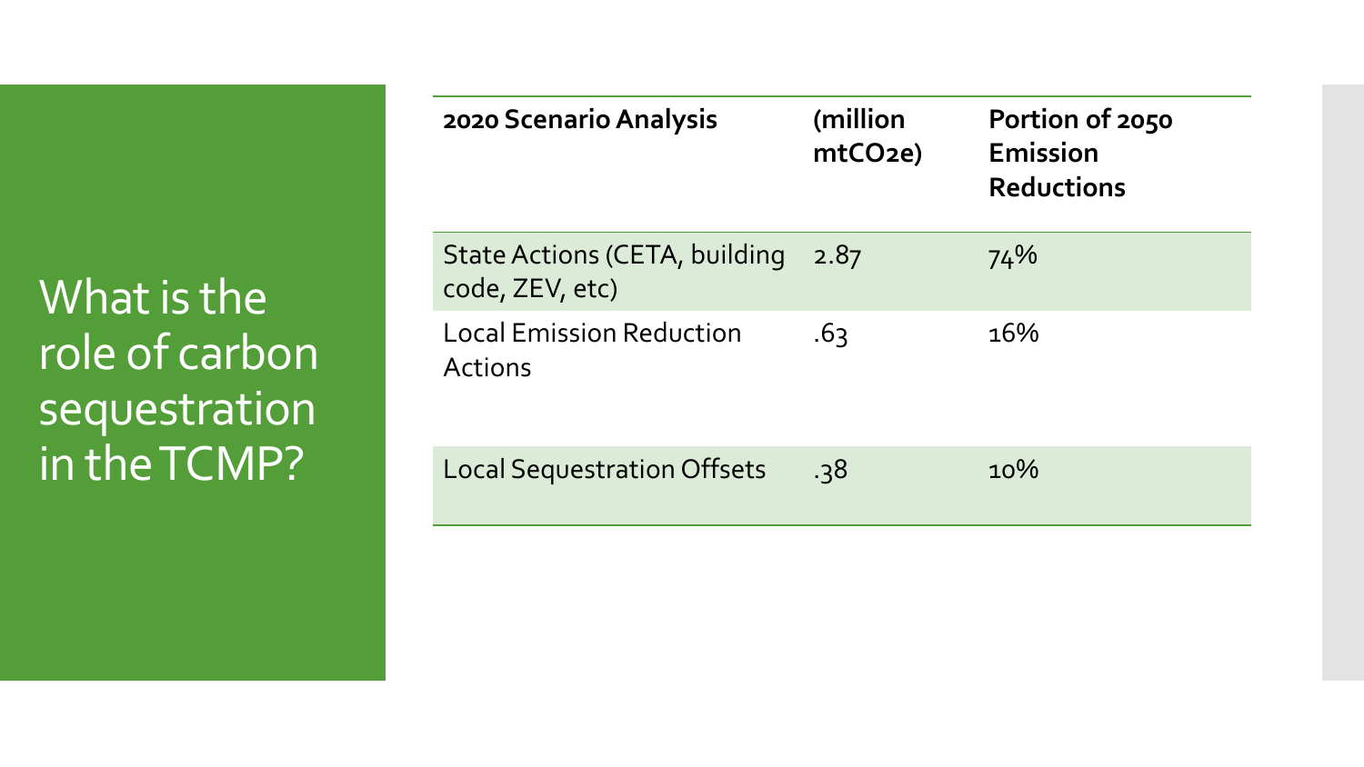# What is the role of carbon sequestration in the TCMP?

| 2020 Scenario Analysis | (million mtCO2e) | Portion of 2050 Emission Reductions |
|---|---|---|
| State Actions (CETA, building code, ZEV, etc) | 2.87 | 74% |
| Local Emission Reduction Actions | .63 | 16% |
| Local Sequestration Offsets | .38 | 10% |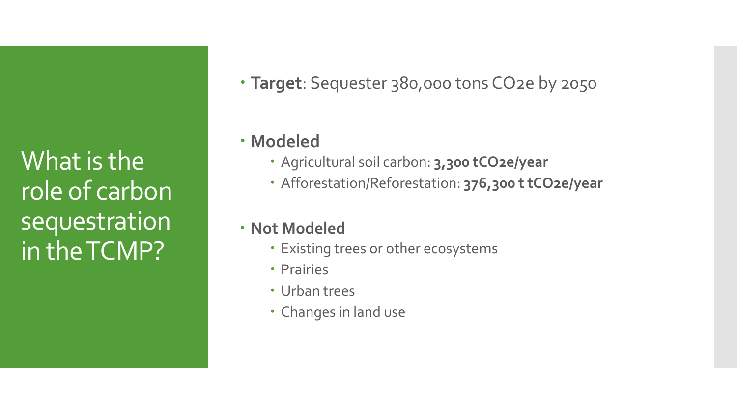# What is the role of carbon sequestration in the TCMP?

- **Target**: Sequester 380,000 tons $CO_2e$ by 2050
- **Modeled**
  - Agricultural soil carbon: **3,300 $tCO_2e$/year**
  - Afforestation/Reforestation: **376,300 t $tCO_2e$/year**
- **Not Modeled**
  - Existing trees or other ecosystems
  - Prairies
  - Urban trees
  - Changes in land use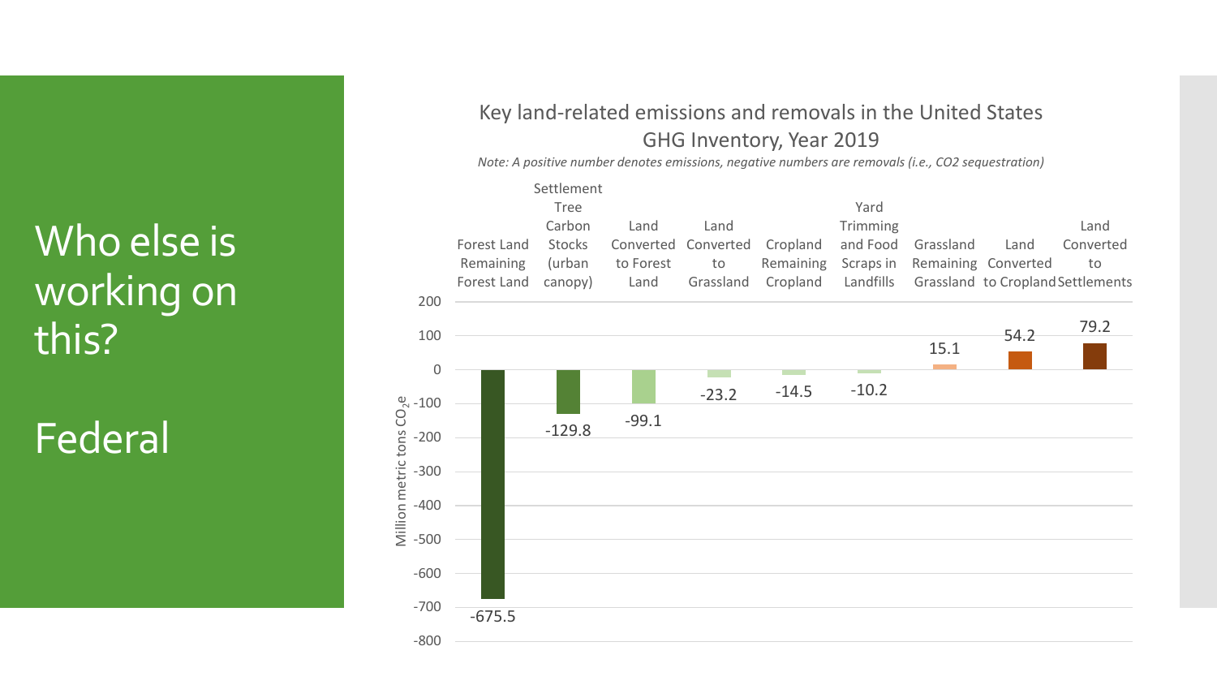# Who else is working on this?

# Federal

Key land-related emissions and removals in the United States GHG Inventory, Year 2019

*Note: A positive number denotes emissions, negative numbers are removals (i.e., CO2 sequestration)*

| Category | Million metric tons $CO_2e$ |
| --- | --- |
| Forest Land Remaining Forest Land | -675.5 |
| Settlement Tree Carbon Stocks (urban canopy) | -129.8 |
| Land Converted to Forest Land | -99.1 |
| Land Converted to Grassland | -23.2 |
| Cropland Remaining Cropland | -14.5 |
| Yard Trimming and Food Scraps in Landfills | -10.2 |
| Grassland Remaining Grassland | 15.1 |
| Land Converted to Cropland | 54.2 |
| Land Converted to Settlements | 79.2 |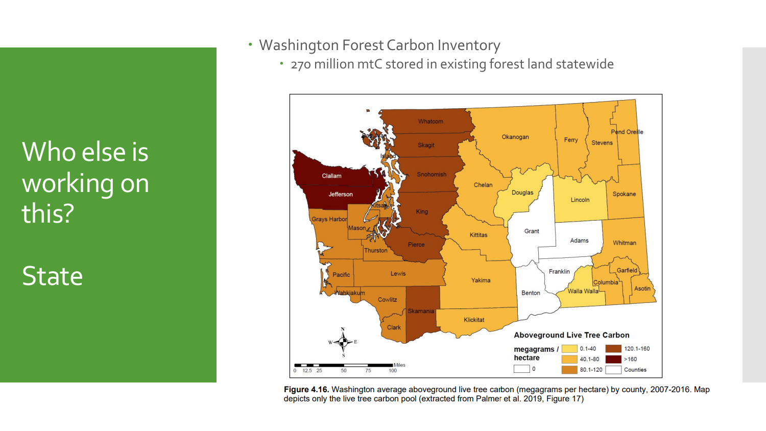# Who else is working on this?

## State

- Washington Forest Carbon Inventory
  - 270 million mtC stored in existing forest land statewide

**Figure 4.16.** Washington average aboveground live tree carbon (megagrams per hectare) by county, 2007-2016. Map depicts only the live tree carbon pool (extracted from Palmer et al. 2019, Figure 17)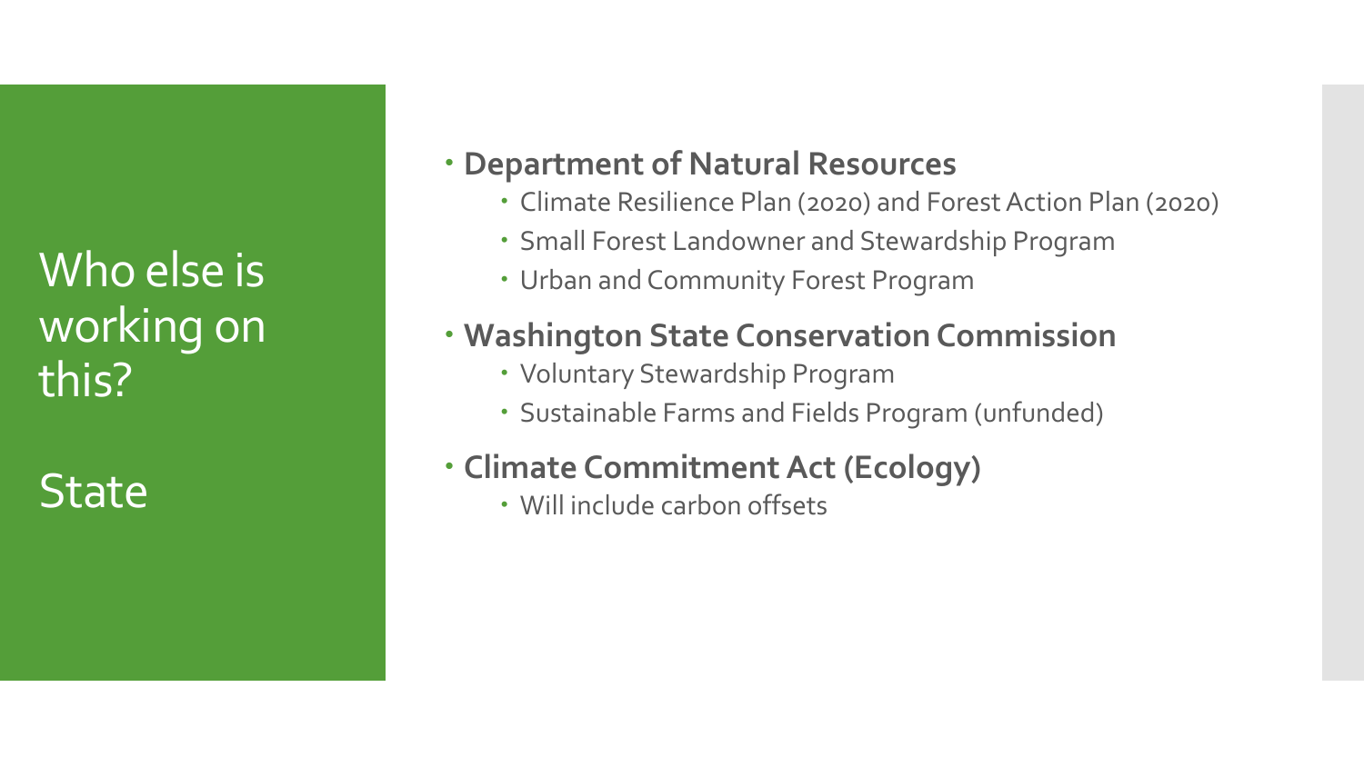# Who else is working on this?

## State

- **Department of Natural Resources**
  - Climate Resilience Plan (2020) and Forest Action Plan (2020)
  - Small Forest Landowner and Stewardship Program
  - Urban and Community Forest Program
- **Washington State Conservation Commission**
  - Voluntary Stewardship Program
  - Sustainable Farms and Fields Program (unfunded)
- **Climate Commitment Act (Ecology)**
  - Will include carbon offsets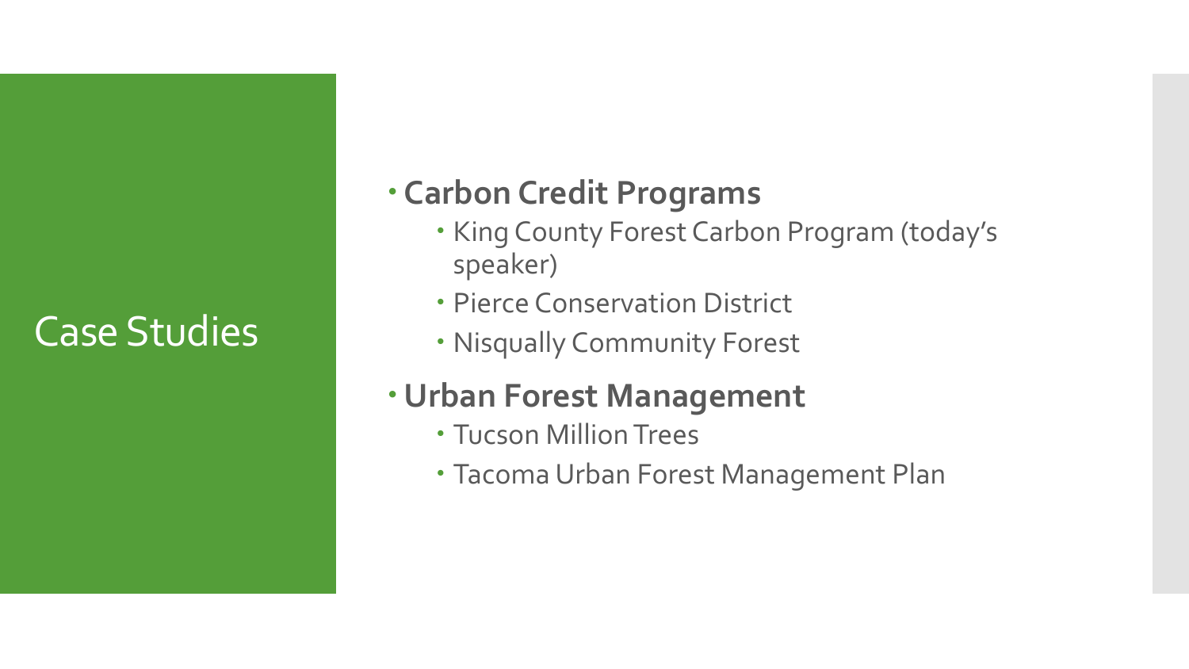# Case Studies

- **Carbon Credit Programs**
  - King County Forest Carbon Program (today's speaker)
  - Pierce Conservation District
  - Nisqually Community Forest
- **Urban Forest Management**
  - Tucson Million Trees
  - Tacoma Urban Forest Management Plan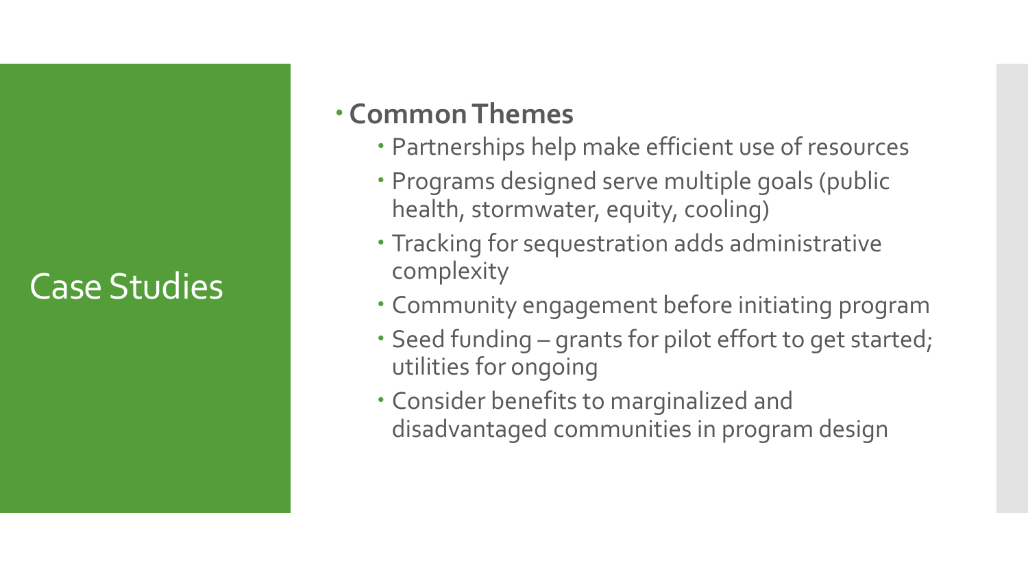# Case Studies

- **Common Themes**
  - Partnerships help make efficient use of resources
  - Programs designed serve multiple goals (public health, stormwater, equity, cooling)
  - Tracking for sequestration adds administrative complexity
  - Community engagement before initiating program
  - Seed funding – grants for pilot effort to get started; utilities for ongoing
  - Consider benefits to marginalized and disadvantaged communities in program design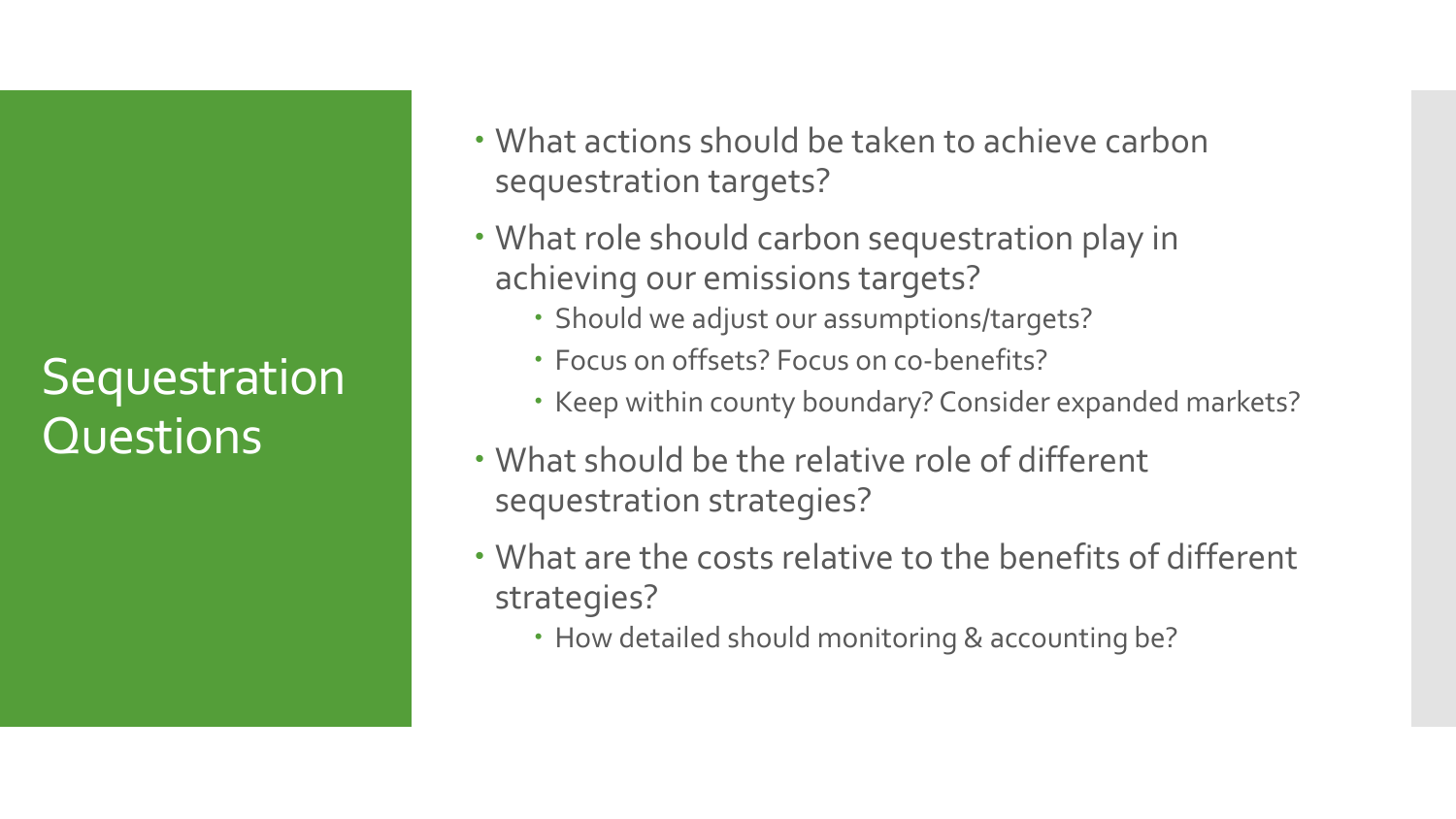# Sequestration Questions

- What actions should be taken to achieve carbon sequestration targets?
- What role should carbon sequestration play in achieving our emissions targets?
  - Should we adjust our assumptions/targets?
  - Focus on offsets? Focus on co-benefits?
  - Keep within county boundary? Consider expanded markets?
- What should be the relative role of different sequestration strategies?
- What are the costs relative to the benefits of different strategies?
  - How detailed should monitoring & accounting be?